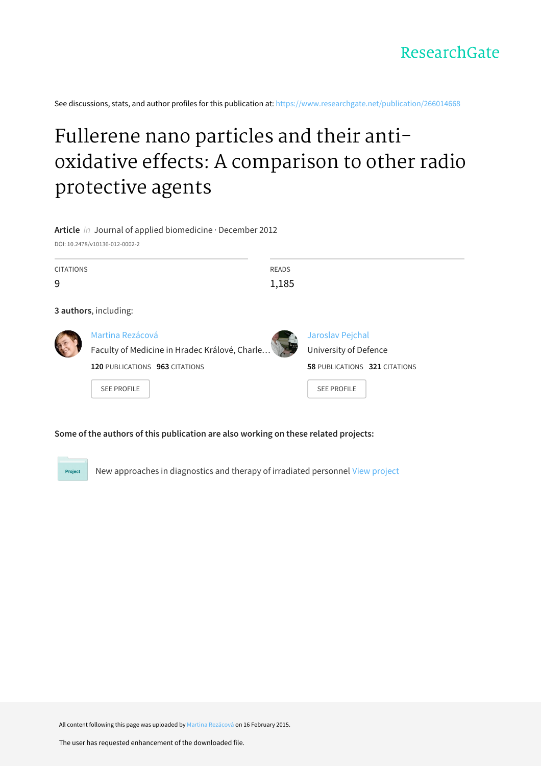ResearchGate

See discussions, stats, and author profiles for this publication at: https://www.researchgate.net/publication/266014668

# Fullerene nano particles and their anti-oxidative effects: A comparison to other radio protective agents

**Article** *in* Journal of applied biomedicine · December 2012

DOI: 10.2478/v10136-012-0002-2

| CITATIONS | READS |
|---|---|
| 9 | 1,185 |

**3 authors**, including:

Martina Rezácová
Faculty of Medicine in Hradec Králové, Charle…
**120** PUBLICATIONS **963** CITATIONS
SEE PROFILE

Jaroslav Pejchal
University of Defence
**58** PUBLICATIONS **321** CITATIONS
SEE PROFILE

**Some of the authors of this publication are also working on these related projects:**

Project: New approaches in diagnostics and therapy of irradiated personnel View project

All content following this page was uploaded by Martina Rezácová on 16 February 2015.

The user has requested enhancement of the downloaded file.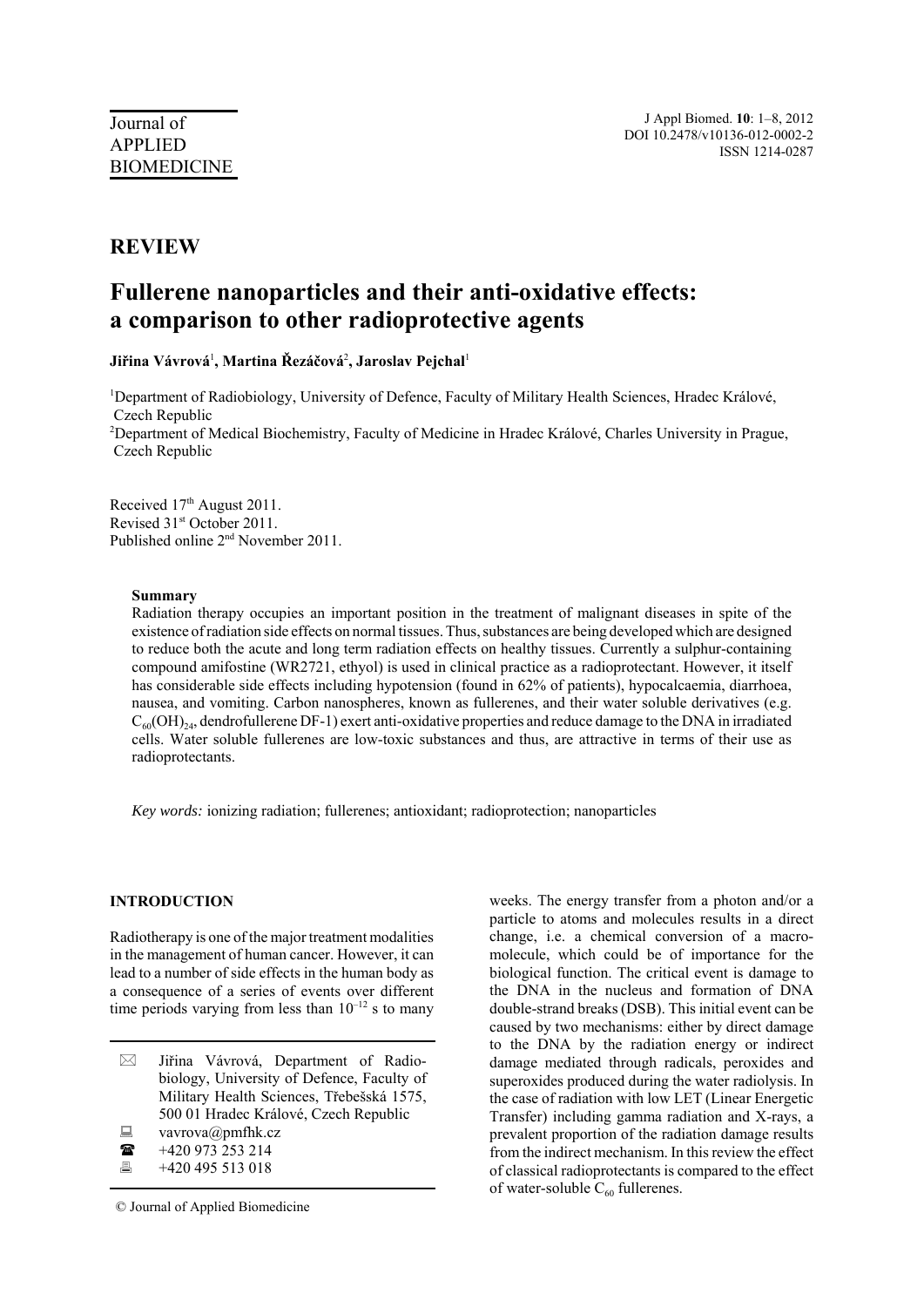Journal of APPLIED BIOMEDICINE

## REVIEW

# Fullerene nanoparticles and their anti-oxidative effects: a comparison to other radioprotective agents

**Jiřina Vávrová**[1], **Martina Řezáčová**[2], **Jaroslav Pejchal**[1]

[1]Department of Radiobiology, University of Defence, Faculty of Military Health Sciences, Hradec Králové, Czech Republic

[2]Department of Medical Biochemistry, Faculty of Medicine in Hradec Králové, Charles University in Prague, Czech Republic

Received 17th August 2011.
Revised 31st October 2011.
Published online 2nd November 2011.

### Summary

Radiation therapy occupies an important position in the treatment of malignant diseases in spite of the existence of radiation side effects on normal tissues. Thus, substances are being developed which are designed to reduce both the acute and long term radiation effects on healthy tissues. Currently a sulphur-containing compound amifostine (WR2721, ethyol) is used in clinical practice as a radioprotectant. However, it itself has considerable side effects including hypotension (found in 62% of patients), hypocalcaemia, diarrhoea, nausea, and vomiting. Carbon nanospheres, known as fullerenes, and their water soluble derivatives (e.g. $C_{60}(OH)_{24}$, dendrofullerene DF-1) exert anti-oxidative properties and reduce damage to the DNA in irradiated cells. Water soluble fullerenes are low-toxic substances and thus, are attractive in terms of their use as radioprotectants.

*Key words:* ionizing radiation; fullerenes; antioxidant; radioprotection; nanoparticles

## INTRODUCTION

Radiotherapy is one of the major treatment modalities in the management of human cancer. However, it can lead to a number of side effects in the human body as a consequence of a series of events over different time periods varying from less than $10^{-12}$ s to many weeks. The energy transfer from a photon and/or a particle to atoms and molecules results in a direct change, i.e. a chemical conversion of a macromolecule, which could be of importance for the biological function. The critical event is damage to the DNA in the nucleus and formation of DNA double-strand breaks (DSB). This initial event can be caused by two mechanisms: either by direct damage to the DNA by the radiation energy or indirect damage mediated through radicals, peroxides and superoxides produced during the water radiolysis. In the case of radiation with low LET (Linear Energetic Transfer) including gamma radiation and X-rays, a prevalent proportion of the radiation damage results from the indirect mechanism. In this review the effect of classical radioprotectants is compared to the effect of water-soluble $C_{60}$ fullerenes.

✉ Jiřina Vávrová, Department of Radiobiology, University of Defence, Faculty of Military Health Sciences, Třebešská 1575, 500 01 Hradec Králové, Czech Republic
vavrova@pmfhk.cz
+420 973 253 214
+420 495 513 018

© Journal of Applied Biomedicine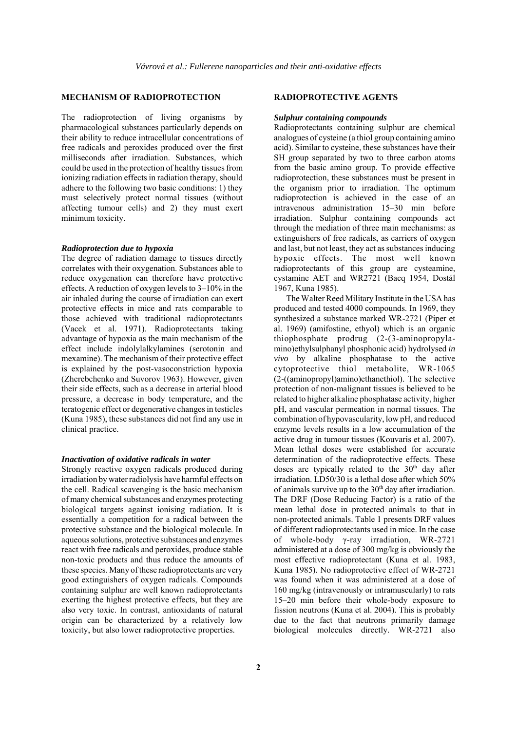## MECHANISM OF RADIOPROTECTION

The radioprotection of living organisms by pharmacological substances particularly depends on their ability to reduce intracellular concentrations of free radicals and peroxides produced over the first milliseconds after irradiation. Substances, which could be used in the protection of healthy tissues from ionizing radiation effects in radiation therapy, should adhere to the following two basic conditions: 1) they must selectively protect normal tissues (without affecting tumour cells) and 2) they must exert minimum toxicity.

### *Radioprotection due to hypoxia*

The degree of radiation damage to tissues directly correlates with their oxygenation. Substances able to reduce oxygenation can therefore have protective effects. A reduction of oxygen levels to 3–10% in the air inhaled during the course of irradiation can exert protective effects in mice and rats comparable to those achieved with traditional radioprotectants (Vacek et al. 1971). Radioprotectants taking advantage of hypoxia as the main mechanism of the effect include indolylalkylamines (serotonin and mexamine). The mechanism of their protective effect is explained by the post-vasoconstriction hypoxia (Zherebchenko and Suvorov 1963). However, given their side effects, such as a decrease in arterial blood pressure, a decrease in body temperature, and the teratogenic effect or degenerative changes in testicles (Kuna 1985), these substances did not find any use in clinical practice.

### *Inactivation of oxidative radicals in water*

Strongly reactive oxygen radicals produced during irradiation by water radiolysis have harmful effects on the cell. Radical scavenging is the basic mechanism of many chemical substances and enzymes protecting biological targets against ionising radiation. It is essentially a competition for a radical between the protective substance and the biological molecule. In aqueous solutions, protective substances and enzymes react with free radicals and peroxides, produce stable non-toxic products and thus reduce the amounts of these species. Many of these radioprotectants are very good extinguishers of oxygen radicals. Compounds containing sulphur are well known radioprotectants exerting the highest protective effects, but they are also very toxic. In contrast, antioxidants of natural origin can be characterized by a relatively low toxicity, but also lower radioprotective properties.

## RADIOPROTECTIVE AGENTS

### *Sulphur containing compounds*

Radioprotectants containing sulphur are chemical analogues of cysteine (a thiol group containing amino acid). Similar to cysteine, these substances have their SH group separated by two to three carbon atoms from the basic amino group. To provide effective radioprotection, these substances must be present in the organism prior to irradiation. The optimum radioprotection is achieved in the case of an intravenous administration 15–30 min before irradiation. Sulphur containing compounds act through the mediation of three main mechanisms: as extinguishers of free radicals, as carriers of oxygen and last, but not least, they act as substances inducing hypoxic effects. The most well known radioprotectants of this group are cysteamine, cystamine AET and WR2721 (Bacq 1954, Dostál 1967, Kuna 1985).

The Walter Reed Military Institute in the USA has produced and tested 4000 compounds. In 1969, they synthesized a substance marked WR-2721 (Piper et al. 1969) (amifostine, ethyol) which is an organic thiophosphate prodrug (2-(3-aminopropylamino)ethylsulphanyl phosphonic acid) hydrolysed *in vivo* by alkaline phosphatase to the active cytoprotective thiol metabolite, WR-1065 (2-((aminopropyl)amino)ethanethiol). The selective protection of non-malignant tissues is believed to be related to higher alkaline phosphatase activity, higher pH, and vascular permeation in normal tissues. The combination of hypovascularity, low pH, and reduced enzyme levels results in a low accumulation of the active drug in tumour tissues (Kouvaris et al. 2007). Mean lethal doses were established for accurate determination of the radioprotective effects. These doses are typically related to the 30$^{th}$ day after irradiation. LD50/30 is a lethal dose after which 50% of animals survive up to the 30$^{th}$ day after irradiation. The DRF (Dose Reducing Factor) is a ratio of the mean lethal dose in protected animals to that in non-protected animals. Table 1 presents DRF values of different radioprotectants used in mice. In the case of whole-body γ-ray irradiation, WR-2721 administered at a dose of 300 mg/kg is obviously the most effective radioprotectant (Kuna et al. 1983, Kuna 1985). No radioprotective effect of WR-2721 was found when it was administered at a dose of 160 mg/kg (intravenously or intramuscularly) to rats 15–20 min before their whole-body exposure to fission neutrons (Kuna et al. 2004). This is probably due to the fact that neutrons primarily damage biological molecules directly. WR-2721 also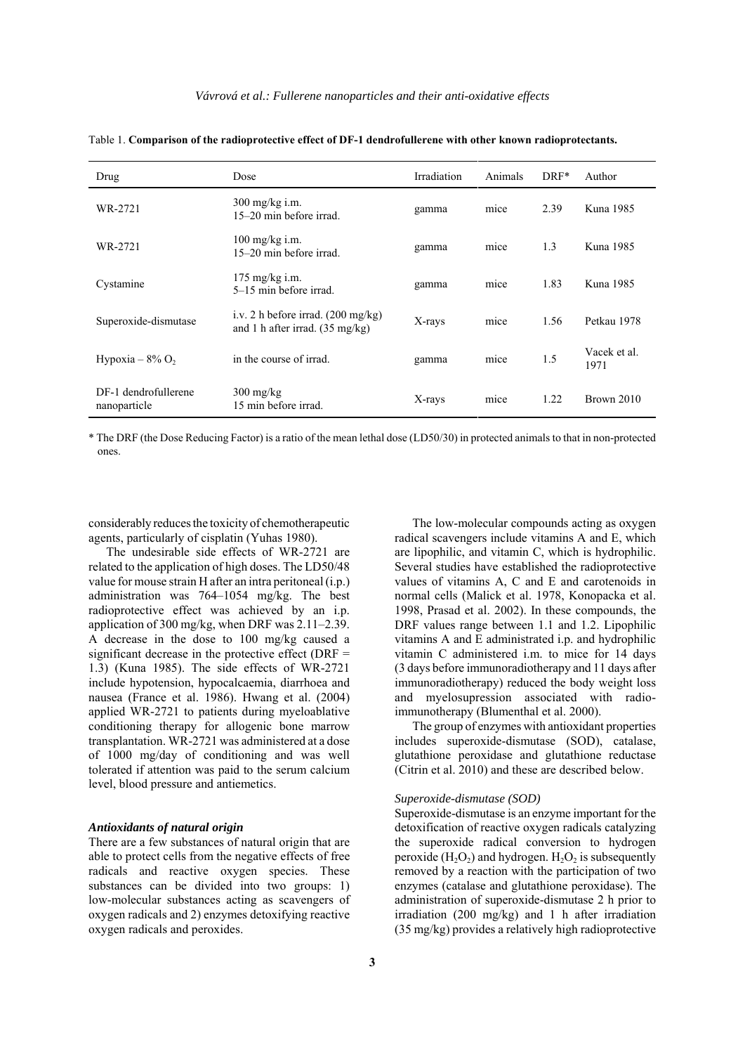Table 1. **Comparison of the radioprotective effect of DF-1 dendrofullerene with other known radioprotectants.**

| Drug | Dose | Irradiation | Animals | DRF* | Author |
|---|---|---|---|---|---|
| WR-2721 | 300 mg/kg i.m. 15–20 min before irrad. | gamma | mice | 2.39 | Kuna 1985 |
| WR-2721 | 100 mg/kg i.m. 15–20 min before irrad. | gamma | mice | 1.3 | Kuna 1985 |
| Cystamine | 175 mg/kg i.m. 5–15 min before irrad. | gamma | mice | 1.83 | Kuna 1985 |
| Superoxide-dismutase | i.v. 2 h before irrad. (200 mg/kg) and 1 h after irrad. (35 mg/kg) | X-rays | mice | 1.56 | Petkau 1978 |
| Hypoxia – 8% $O_2$ | in the course of irrad. | gamma | mice | 1.5 | Vacek et al. 1971 |
| DF-1 dendrofullerene nanoparticle | 300 mg/kg 15 min before irrad. | X-rays | mice | 1.22 | Brown 2010 |

\* The DRF (the Dose Reducing Factor) is a ratio of the mean lethal dose (LD50/30) in protected animals to that in non-protected ones.

considerably reduces the toxicity of chemotherapeutic agents, particularly of cisplatin (Yuhas 1980).

The undesirable side effects of WR-2721 are related to the application of high doses. The LD50/48 value for mouse strain H after an intra peritoneal (i.p.) administration was 764–1054 mg/kg. The best radioprotective effect was achieved by an i.p. application of 300 mg/kg, when DRF was 2.11–2.39. A decrease in the dose to 100 mg/kg caused a significant decrease in the protective effect (DRF = 1.3) (Kuna 1985). The side effects of WR-2721 include hypotension, hypocalcaemia, diarrhoea and nausea (France et al. 1986). Hwang et al. (2004) applied WR-2721 to patients during myeloablative conditioning therapy for allogenic bone marrow transplantation. WR-2721 was administered at a dose of 1000 mg/day of conditioning and was well tolerated if attention was paid to the serum calcium level, blood pressure and antiemetics.

### *Antioxidants of natural origin*

There are a few substances of natural origin that are able to protect cells from the negative effects of free radicals and reactive oxygen species. These substances can be divided into two groups: 1) low-molecular substances acting as scavengers of oxygen radicals and 2) enzymes detoxifying reactive oxygen radicals and peroxides.

The low-molecular compounds acting as oxygen radical scavengers include vitamins A and E, which are lipophilic, and vitamin C, which is hydrophilic. Several studies have established the radioprotective values of vitamins A, C and E and carotenoids in normal cells (Malick et al. 1978, Konopacka et al. 1998, Prasad et al. 2002). In these compounds, the DRF values range between 1.1 and 1.2. Lipophilic vitamins A and E administrated i.p. and hydrophilic vitamin C administered i.m. to mice for 14 days (3 days before immunoradiotherapy and 11 days after immunoradiotherapy) reduced the body weight loss and myelosupression associated with radio-immunotherapy (Blumenthal et al. 2000).

The group of enzymes with antioxidant properties includes superoxide-dismutase (SOD), catalase, glutathione peroxidase and glutathione reductase (Citrin et al. 2010) and these are described below.

#### *Superoxide-dismutase (SOD)*

Superoxide-dismutase is an enzyme important for the detoxification of reactive oxygen radicals catalyzing the superoxide radical conversion to hydrogen peroxide ($H_2O_2$) and hydrogen. $H_2O_2$ is subsequently removed by a reaction with the participation of two enzymes (catalase and glutathione peroxidase). The administration of superoxide-dismutase 2 h prior to irradiation (200 mg/kg) and 1 h after irradiation (35 mg/kg) provides a relatively high radioprotective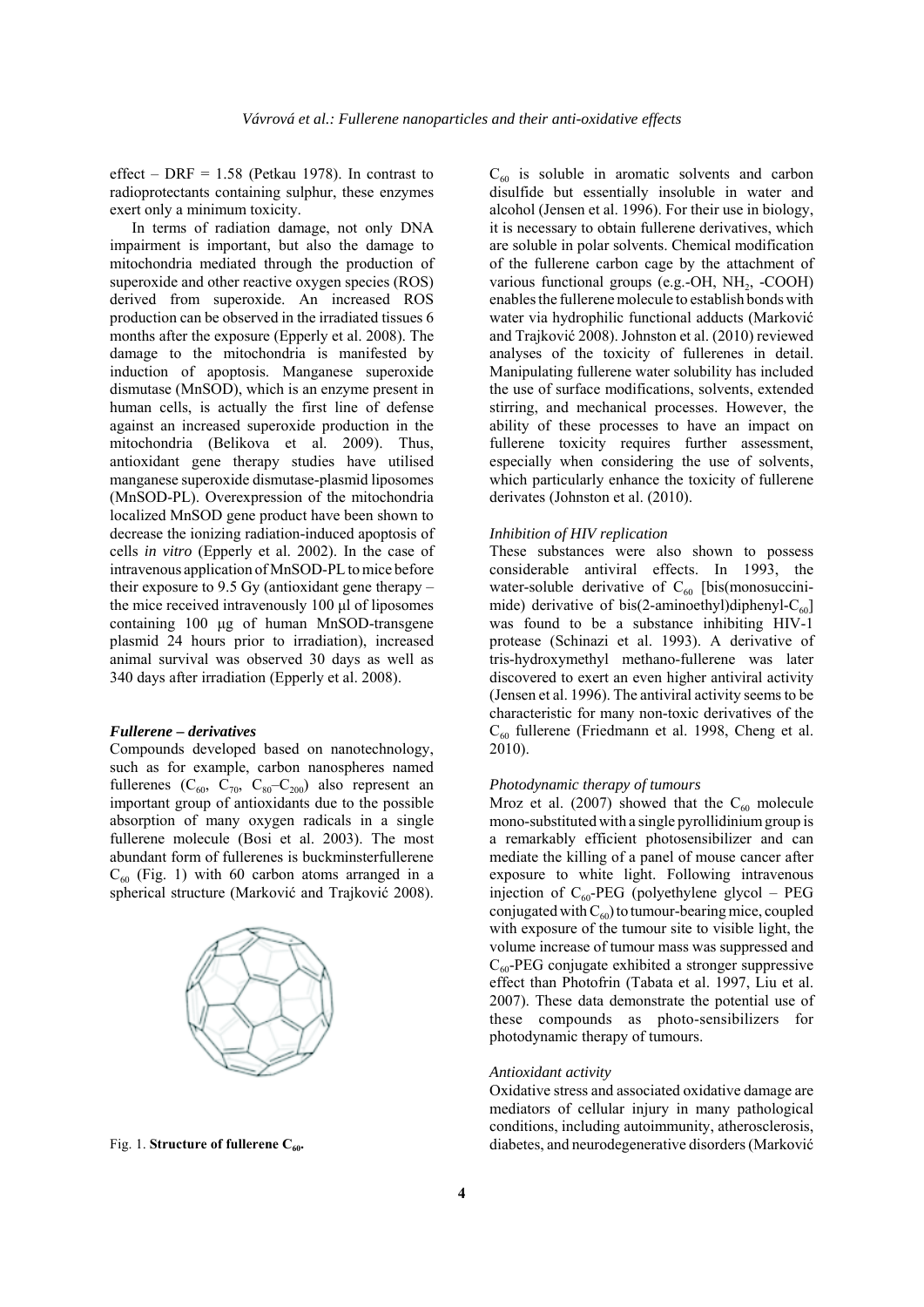effect – DRF = 1.58 (Petkau 1978). In contrast to radioprotectants containing sulphur, these enzymes exert only a minimum toxicity.

In terms of radiation damage, not only DNA impairment is important, but also the damage to mitochondria mediated through the production of superoxide and other reactive oxygen species (ROS) derived from superoxide. An increased ROS production can be observed in the irradiated tissues 6 months after the exposure (Epperly et al. 2008). The damage to the mitochondria is manifested by induction of apoptosis. Manganese superoxide dismutase (MnSOD), which is an enzyme present in human cells, is actually the first line of defense against an increased superoxide production in the mitochondria (Belikova et al. 2009). Thus, antioxidant gene therapy studies have utilised manganese superoxide dismutase-plasmid liposomes (MnSOD-PL). Overexpression of the mitochondria localized MnSOD gene product have been shown to decrease the ionizing radiation-induced apoptosis of cells *in vitro* (Epperly et al. 2002). In the case of intravenous application of MnSOD-PL to mice before their exposure to 9.5 Gy (antioxidant gene therapy – the mice received intravenously 100 µl of liposomes containing 100 µg of human MnSOD-transgene plasmid 24 hours prior to irradiation), increased animal survival was observed 30 days as well as 340 days after irradiation (Epperly et al. 2008).

### *Fullerene – derivatives*

Compounds developed based on nanotechnology, such as for example, carbon nanospheres named fullerenes ($C_{60}$, $C_{70}$, $C_{80}$–$C_{200}$) also represent an important group of antioxidants due to the possible absorption of many oxygen radicals in a single fullerene molecule (Bosi et al. 2003). The most abundant form of fullerenes is buckminsterfullerene $C_{60}$ (Fig. 1) with 60 carbon atoms arranged in a spherical structure (Marković and Trajković 2008).

Fig. 1. **Structure of fullerene $C_{60}$.**

$C_{60}$ is soluble in aromatic solvents and carbon disulfide but essentially insoluble in water and alcohol (Jensen et al. 1996). For their use in biology, it is necessary to obtain fullerene derivatives, which are soluble in polar solvents. Chemical modification of the fullerene carbon cage by the attachment of various functional groups (e.g.-OH, $NH_2$, -COOH) enables the fullerene molecule to establish bonds with water via hydrophilic functional adducts (Marković and Trajković 2008). Johnston et al. (2010) reviewed analyses of the toxicity of fullerenes in detail. Manipulating fullerene water solubility has included the use of surface modifications, solvents, extended stirring, and mechanical processes. However, the ability of these processes to have an impact on fullerene toxicity requires further assessment, especially when considering the use of solvents, which particularly enhance the toxicity of fullerene derivates (Johnston et al. (2010).

#### *Inhibition of HIV replication*

These substances were also shown to possess considerable antiviral effects. In 1993, the water-soluble derivative of $C_{60}$ [bis(monosuccinimide) derivative of bis(2-aminoethyl)diphenyl-$C_{60}$] was found to be a substance inhibiting HIV-1 protease (Schinazi et al. 1993). A derivative of tris-hydroxymethyl methano-fullerene was later discovered to exert an even higher antiviral activity (Jensen et al. 1996). The antiviral activity seems to be characteristic for many non-toxic derivatives of the $C_{60}$ fullerene (Friedmann et al. 1998, Cheng et al. 2010).

#### *Photodynamic therapy of tumours*

Mroz et al. (2007) showed that the $C_{60}$ molecule mono-substituted with a single pyrollidinium group is a remarkably efficient photosensibilizer and can mediate the killing of a panel of mouse cancer after exposure to white light. Following intravenous injection of $C_{60}$-PEG (polyethylene glycol – PEG conjugated with $C_{60}$) to tumour-bearing mice, coupled with exposure of the tumour site to visible light, the volume increase of tumour mass was suppressed and $C_{60}$-PEG conjugate exhibited a stronger suppressive effect than Photofrin (Tabata et al. 1997, Liu et al. 2007). These data demonstrate the potential use of these compounds as photo-sensibilizers for photodynamic therapy of tumours.

#### *Antioxidant activity*

Oxidative stress and associated oxidative damage are mediators of cellular injury in many pathological conditions, including autoimmunity, atherosclerosis, diabetes, and neurodegenerative disorders (Marković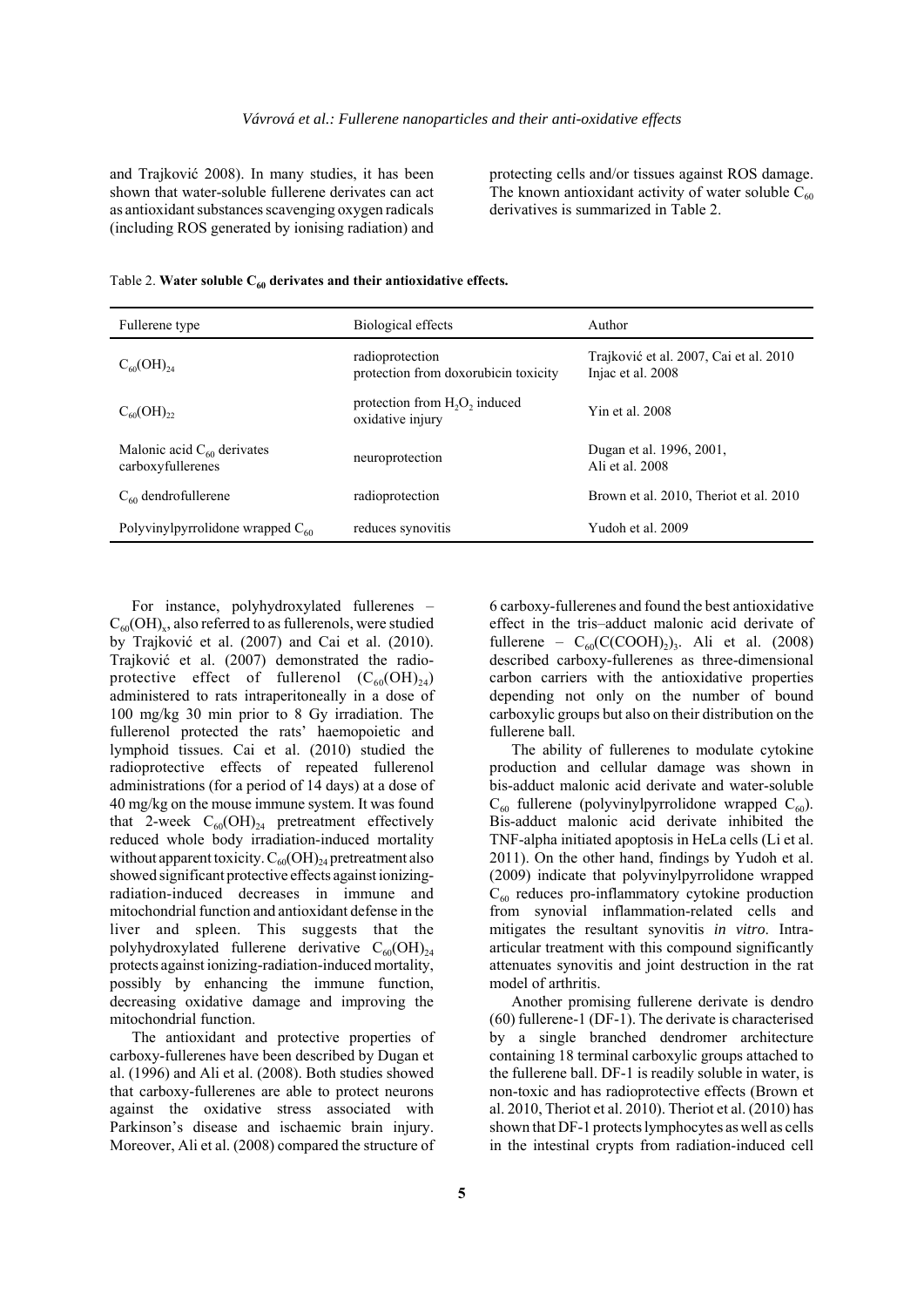and Trajković 2008). In many studies, it has been shown that water-soluble fullerene derivates can act as antioxidant substances scavenging oxygen radicals (including ROS generated by ionising radiation) and protecting cells and/or tissues against ROS damage. The known antioxidant activity of water soluble $C_{60}$ derivatives is summarized in Table 2.

Table 2. **Water soluble $C_{60}$ derivates and their antioxidative effects.**

| Fullerene type | Biological effects | Author |
| --- | --- | --- |
| $C_{60}(OH)_{24}$ | radioprotection<br>protection from doxorubicin toxicity | Trajković et al. 2007, Cai et al. 2010<br>Injac et al. 2008 |
| $C_{60}(OH)_{22}$ | protection from $H_2O_2$ induced oxidative injury | Yin et al. 2008 |
| Malonic acid $C_{60}$ derivates carboxyfullerenes | neuroprotection | Dugan et al. 1996, 2001,<br>Ali et al. 2008 |
| $C_{60}$ dendrofullerene | radioprotection | Brown et al. 2010, Theriot et al. 2010 |
| Polyvinylpyrrolidone wrapped $C_{60}$ | reduces synovitis | Yudoh et al. 2009 |

For instance, polyhydroxylated fullerenes – $C_{60}(OH)_x$, also referred to as fullerenols, were studied by Trajković et al. (2007) and Cai et al. (2010). Trajković et al. (2007) demonstrated the radioprotective effect of fullerenol ($C_{60}(OH)_{24}$) administered to rats intraperitoneally in a dose of 100 mg/kg 30 min prior to 8 Gy irradiation. The fullerenol protected the rats' haemopoietic and lymphoid tissues. Cai et al. (2010) studied the radioprotective effects of repeated fullerenol administrations (for a period of 14 days) at a dose of 40 mg/kg on the mouse immune system. It was found that 2-week $C_{60}(OH)_{24}$ pretreatment effectively reduced whole body irradiation-induced mortality without apparent toxicity. $C_{60}(OH)_{24}$ pretreatment also showed significant protective effects against ionizing-radiation-induced decreases in immune and mitochondrial function and antioxidant defense in the liver and spleen. This suggests that the polyhydroxylated fullerene derivative $C_{60}(OH)_{24}$ protects against ionizing-radiation-induced mortality, possibly by enhancing the immune function, decreasing oxidative damage and improving the mitochondrial function.

The antioxidant and protective properties of carboxy-fullerenes have been described by Dugan et al. (1996) and Ali et al. (2008). Both studies showed that carboxy-fullerenes are able to protect neurons against the oxidative stress associated with Parkinson's disease and ischaemic brain injury. Moreover, Ali et al. (2008) compared the structure of 6 carboxy-fullerenes and found the best antioxidative effect in the tris–adduct malonic acid derivate of fullerene – $C_{60}(C(COOH)_2)_3$. Ali et al. (2008) described carboxy-fullerenes as three-dimensional carbon carriers with the antioxidative properties depending not only on the number of bound carboxylic groups but also on their distribution on the fullerene ball.

The ability of fullerenes to modulate cytokine production and cellular damage was shown in bis-adduct malonic acid derivate and water-soluble $C_{60}$ fullerene (polyvinylpyrrolidone wrapped $C_{60}$). Bis-adduct malonic acid derivate inhibited the TNF-alpha initiated apoptosis in HeLa cells (Li et al. 2011). On the other hand, findings by Yudoh et al. (2009) indicate that polyvinylpyrrolidone wrapped $C_{60}$ reduces pro-inflammatory cytokine production from synovial inflammation-related cells and mitigates the resultant synovitis *in vitro*. Intra-articular treatment with this compound significantly attenuates synovitis and joint destruction in the rat model of arthritis.

Another promising fullerene derivate is dendro (60) fullerene-1 (DF-1). The derivate is characterised by a single branched dendromer architecture containing 18 terminal carboxylic groups attached to the fullerene ball. DF-1 is readily soluble in water, is non-toxic and has radioprotective effects (Brown et al. 2010, Theriot et al. 2010). Theriot et al. (2010) has shown that DF-1 protects lymphocytes as well as cells in the intestinal crypts from radiation-induced cell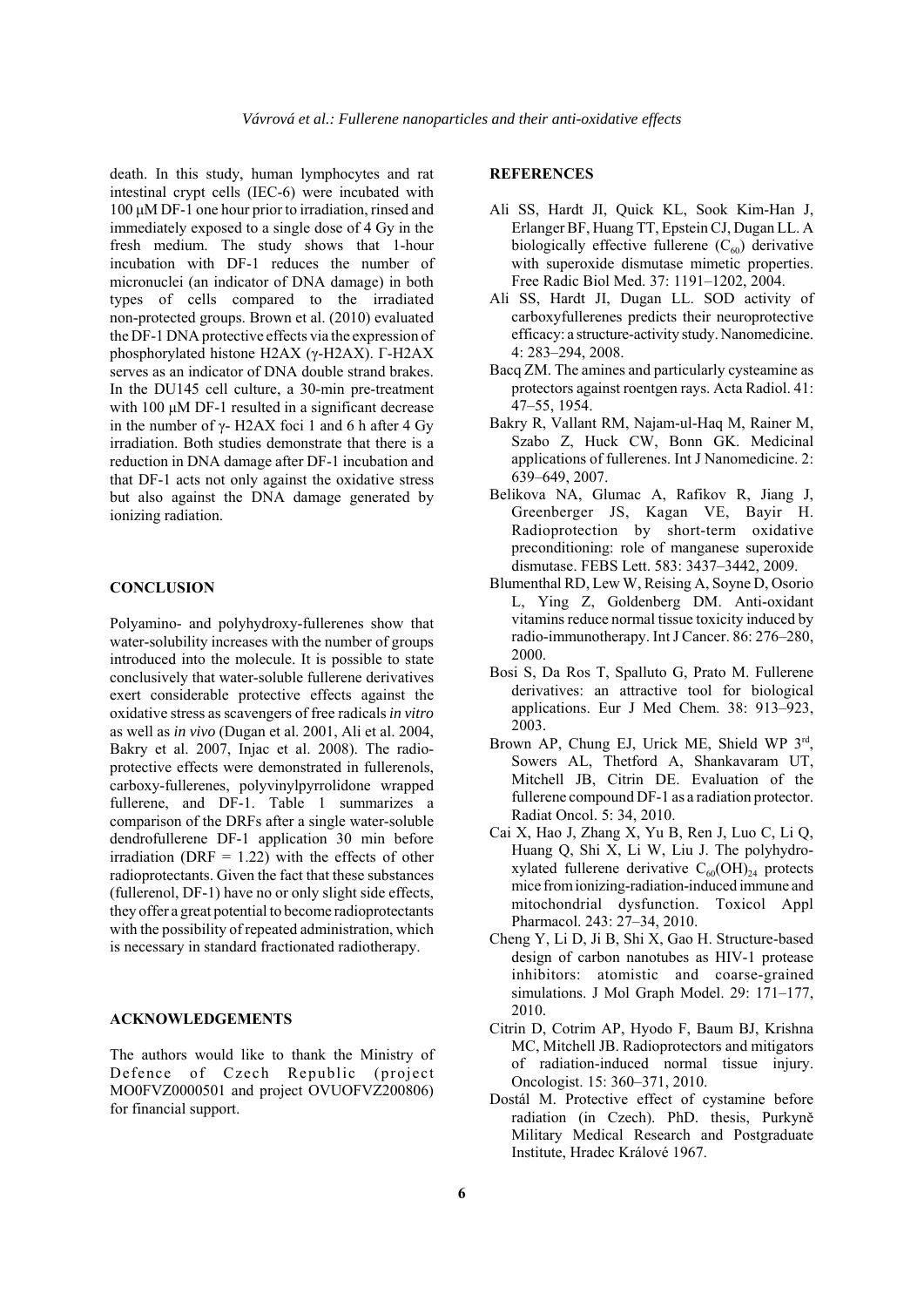death. In this study, human lymphocytes and rat intestinal crypt cells (IEC-6) were incubated with 100 μM DF-1 one hour prior to irradiation, rinsed and immediately exposed to a single dose of 4 Gy in the fresh medium. The study shows that 1-hour incubation with DF-1 reduces the number of micronuclei (an indicator of DNA damage) in both types of cells compared to the irradiated non-protected groups. Brown et al. (2010) evaluated the DF-1 DNA protective effects via the expression of phosphorylated histone H2AX (γ-H2AX). Γ-H2AX serves as an indicator of DNA double strand brakes. In the DU145 cell culture, a 30-min pre-treatment with 100 μM DF-1 resulted in a significant decrease in the number of γ- H2AX foci 1 and 6 h after 4 Gy irradiation. Both studies demonstrate that there is a reduction in DNA damage after DF-1 incubation and that DF-1 acts not only against the oxidative stress but also against the DNA damage generated by ionizing radiation.

## CONCLUSION

Polyamino- and polyhydroxy-fullerenes show that water-solubility increases with the number of groups introduced into the molecule. It is possible to state conclusively that water-soluble fullerene derivatives exert considerable protective effects against the oxidative stress as scavengers of free radicals *in vitro* as well as *in vivo* (Dugan et al. 2001, Ali et al. 2004, Bakry et al. 2007, Injac et al. 2008). The radioprotective effects were demonstrated in fullerenols, carboxy-fullerenes, polyvinylpyrrolidone wrapped fullerene, and DF-1. Table 1 summarizes a comparison of the DRFs after a single water-soluble dendrofullerene DF-1 application 30 min before irradiation (DRF = 1.22) with the effects of other radioprotectants. Given the fact that these substances (fullerenol, DF-1) have no or only slight side effects, they offer a great potential to become radioprotectants with the possibility of repeated administration, which is necessary in standard fractionated radiotherapy.

## ACKNOWLEDGEMENTS

The authors would like to thank the Ministry of Defence of Czech Republic (project MO0FVZ0000501 and project OVUOFVZ200806) for financial support.

## REFERENCES

Ali SS, Hardt JI, Quick KL, Sook Kim-Han J, Erlanger BF, Huang TT, Epstein CJ, Dugan LL. A biologically effective fullerene ($C_{60}$) derivative with superoxide dismutase mimetic properties. Free Radic Biol Med. 37: 1191–1202, 2004.

Ali SS, Hardt JI, Dugan LL. SOD activity of carboxyfullerenes predicts their neuroprotective efficacy: a structure-activity study. Nanomedicine. 4: 283–294, 2008.

Bacq ZM. The amines and particularly cysteamine as protectors against roentgen rays. Acta Radiol. 41: 47–55, 1954.

Bakry R, Vallant RM, Najam-ul-Haq M, Rainer M, Szabo Z, Huck CW, Bonn GK. Medicinal applications of fullerenes. Int J Nanomedicine. 2: 639–649, 2007.

Belikova NA, Glumac A, Rafikov R, Jiang J, Greenberger JS, Kagan VE, Bayir H. Radioprotection by short-term oxidative preconditioning: role of manganese superoxide dismutase. FEBS Lett. 583: 3437–3442, 2009.

Blumenthal RD, Lew W, Reising A, Soyne D, Osorio L, Ying Z, Goldenberg DM. Anti-oxidant vitamins reduce normal tissue toxicity induced by radio-immunotherapy. Int J Cancer. 86: 276–280, 2000.

Bosi S, Da Ros T, Spalluto G, Prato M. Fullerene derivatives: an attractive tool for biological applications. Eur J Med Chem. 38: 913–923, 2003.

Brown AP, Chung EJ, Urick ME, Shield WP 3rd, Sowers AL, Thetford A, Shankavaram UT, Mitchell JB, Citrin DE. Evaluation of the fullerene compound DF-1 as a radiation protector. Radiat Oncol. 5: 34, 2010.

Cai X, Hao J, Zhang X, Yu B, Ren J, Luo C, Li Q, Huang Q, Shi X, Li W, Liu J. The polyhydroxylated fullerene derivative $C_{60}(OH)_{24}$ protects mice from ionizing-radiation-induced immune and mitochondrial dysfunction. Toxicol Appl Pharmacol. 243: 27–34, 2010.

Cheng Y, Li D, Ji B, Shi X, Gao H. Structure-based design of carbon nanotubes as HIV-1 protease inhibitors: atomistic and coarse-grained simulations. J Mol Graph Model. 29: 171–177, 2010.

Citrin D, Cotrim AP, Hyodo F, Baum BJ, Krishna MC, Mitchell JB. Radioprotectors and mitigators of radiation-induced normal tissue injury. Oncologist. 15: 360–371, 2010.

Dostál M. Protective effect of cystamine before radiation (in Czech). PhD. thesis, Purkyně Military Medical Research and Postgraduate Institute, Hradec Králové 1967.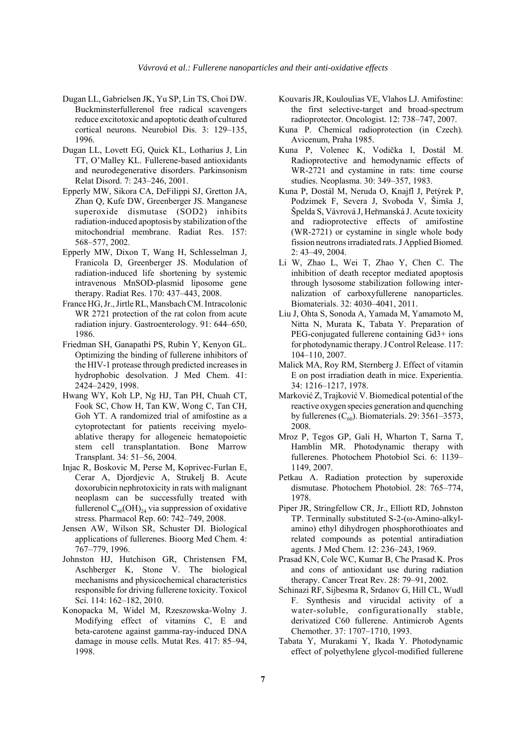Dugan LL, Gabrielsen JK, Yu SP, Lin TS, Choi DW. Buckminsterfullerenol free radical scavengers reduce excitotoxic and apoptotic death of cultured cortical neurons. Neurobiol Dis. 3: 129–135, 1996.

Dugan LL, Lovett EG, Quick KL, Lotharius J, Lin TT, O'Malley KL. Fullerene-based antioxidants and neurodegenerative disorders. Parkinsonism Relat Disord. 7: 243–246, 2001.

Epperly MW, Sikora CA, DeFilippi SJ, Gretton JA, Zhan Q, Kufe DW, Greenberger JS. Manganese superoxide dismutase (SOD2) inhibits radiation-induced apoptosis by stabilization of the mitochondrial membrane. Radiat Res. 157: 568–577, 2002.

Epperly MW, Dixon T, Wang H, Schlesselman J, Franicola D, Greenberger JS. Modulation of radiation-induced life shortening by systemic intravenous MnSOD-plasmid liposome gene therapy. Radiat Res. 170: 437–443, 2008.

France HG, Jr., Jirtle RL, Mansbach CM. Intracolonic WR 2721 protection of the rat colon from acute radiation injury. Gastroenterology. 91: 644–650, 1986.

Friedman SH, Ganapathi PS, Rubin Y, Kenyon GL. Optimizing the binding of fullerene inhibitors of the HIV-1 protease through predicted increases in hydrophobic desolvation. J Med Chem. 41: 2424–2429, 1998.

Hwang WY, Koh LP, Ng HJ, Tan PH, Chuah CT, Fook SC, Chow H, Tan KW, Wong C, Tan CH, Goh YT. A randomized trial of amifostine as a cytoprotectant for patients receiving myeloablative therapy for allogeneic hematopoietic stem cell transplantation. Bone Marrow Transplant. 34: 51–56, 2004.

Injac R, Boskovic M, Perse M, Koprivec-Furlan E, Cerar A, Djordjevic A, Strukelj B. Acute doxorubicin nephrotoxicity in rats with malignant neoplasm can be successfully treated with fullerenol $C_{60}(OH)_{24}$ via suppression of oxidative stress. Pharmacol Rep. 60: 742–749, 2008.

Jensen AW, Wilson SR, Schuster DI. Biological applications of fullerenes. Bioorg Med Chem. 4: 767–779, 1996.

Johnston HJ, Hutchison GR, Christensen FM, Aschberger K, Stone V. The biological mechanisms and physicochemical characteristics responsible for driving fullerene toxicity. Toxicol Sci. 114: 162–182, 2010.

Konopacka M, Widel M, Rzeszowska-Wolny J. Modifying effect of vitamins C, E and beta-carotene against gamma-ray-induced DNA damage in mouse cells. Mutat Res. 417: 85–94, 1998.

Kouvaris JR, Kouloulias VE, Vlahos LJ. Amifostine: the first selective-target and broad-spectrum radioprotector. Oncologist. 12: 738–747, 2007.

Kuna P. Chemical radioprotection (in Czech). Avicenum, Praha 1985.

Kuna P, Volenec K, Vodička I, Dostál M. Radioprotective and hemodynamic effects of WR-2721 and cystamine in rats: time course studies. Neoplasma. 30: 349–357, 1983.

Kuna P, Dostál M, Neruda O, Knajfl J, Petýrek P, Podzimek F, Severa J, Svoboda V, Šimša J, Špelda S, Vávrová J, Heřmanská J. Acute toxicity and radioprotective effects of amifostine (WR-2721) or cystamine in single whole body fission neutrons irradiated rats. J Applied Biomed. 2: 43–49, 2004.

Li W, Zhao L, Wei T, Zhao Y, Chen C. The inhibition of death receptor mediated apoptosis through lysosome stabilization following internalization of carboxyfullerene nanoparticles. Biomaterials. 32: 4030–4041, 2011.

Liu J, Ohta S, Sonoda A, Yamada M, Yamamoto M, Nitta N, Murata K, Tabata Y. Preparation of PEG-conjugated fullerene containing $Gd^{3+}$ ions for photodynamic therapy. J Control Release. 117: 104–110, 2007.

Malick MA, Roy RM, Sternberg J. Effect of vitamin E on post irradiation death in mice. Experientia. 34: 1216–1217, 1978.

Marković Z, Trajković V. Biomedical potential of the reactive oxygen species generation and quenching by fullerenes ($C_{60}$). Biomaterials. 29: 3561–3573, 2008.

Mroz P, Tegos GP, Gali H, Wharton T, Sarna T, Hamblin MR. Photodynamic therapy with fullerenes. Photochem Photobiol Sci. 6: 1139–1149, 2007.

Petkau A. Radiation protection by superoxide dismutase. Photochem Photobiol. 28: 765–774, 1978.

Piper JR, Stringfellow CR, Jr., Elliott RD, Johnston TP. Terminally substituted S-2-(ω-Amino-alkylamino) ethyl dihydrogen phosphorothioates and related compounds as potential antiradiation agents. J Med Chem. 12: 236–243, 1969.

Prasad KN, Cole WC, Kumar B, Che Prasad K. Pros and cons of antioxidant use during radiation therapy. Cancer Treat Rev. 28: 79–91, 2002.

Schinazi RF, Sijbesma R, Srdanov G, Hill CL, Wudl F. Synthesis and virucidal activity of a water-soluble, configurationally stable, derivatized C60 fullerene. Antimicrob Agents Chemother. 37: 1707–1710, 1993.

Tabata Y, Murakami Y, Ikada Y. Photodynamic effect of polyethylene glycol-modified fullerene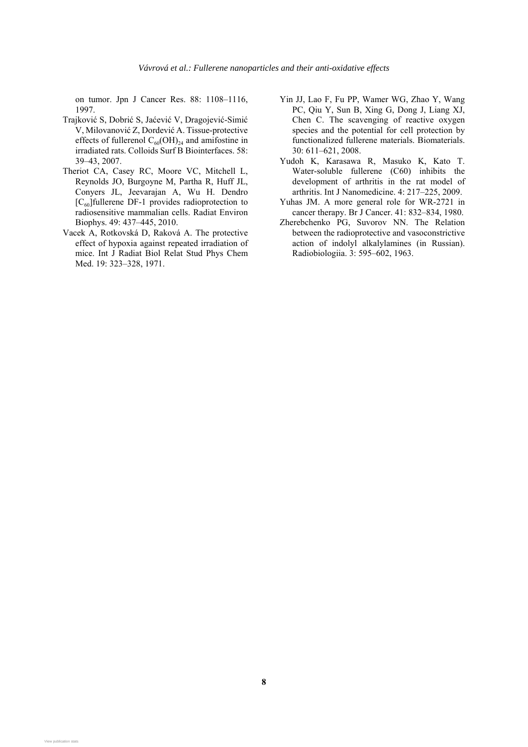on tumor. Jpn J Cancer Res. 88: 1108–1116, 1997.

Trajković S, Dobrić S, Jaćević V, Dragojević-Simić V, Milovanović Z, Dordević A. Tissue-protective effects of fullerenol $C_{60}(OH)_{24}$ and amifostine in irradiated rats. Colloids Surf B Biointerfaces. 58: 39–43, 2007.

Theriot CA, Casey RC, Moore VC, Mitchell L, Reynolds JO, Burgoyne M, Partha R, Huff JL, Conyers JL, Jeevarajan A, Wu H. Dendro [$C_{60}$]fullerene DF-1 provides radioprotection to radiosensitive mammalian cells. Radiat Environ Biophys. 49: 437–445, 2010.

Vacek A, Rotkovská D, Raková A. The protective effect of hypoxia against repeated irradiation of mice. Int J Radiat Biol Relat Stud Phys Chem Med. 19: 323–328, 1971.

Yin JJ, Lao F, Fu PP, Wamer WG, Zhao Y, Wang PC, Qiu Y, Sun B, Xing G, Dong J, Liang XJ, Chen C. The scavenging of reactive oxygen species and the potential for cell protection by functionalized fullerene materials. Biomaterials. 30: 611–621, 2008.

Yudoh K, Karasawa R, Masuko K, Kato T. Water-soluble fullerene (C60) inhibits the development of arthritis in the rat model of arthritis. Int J Nanomedicine. 4: 217–225, 2009.

Yuhas JM. A more general role for WR-2721 in cancer therapy. Br J Cancer. 41: 832–834, 1980.

Zherebchenko PG, Suvorov NN. The Relation between the radioprotective and vasoconstrictive action of indolyl alkalylamines (in Russian). Radiobiologiia. 3: 595–602, 1963.